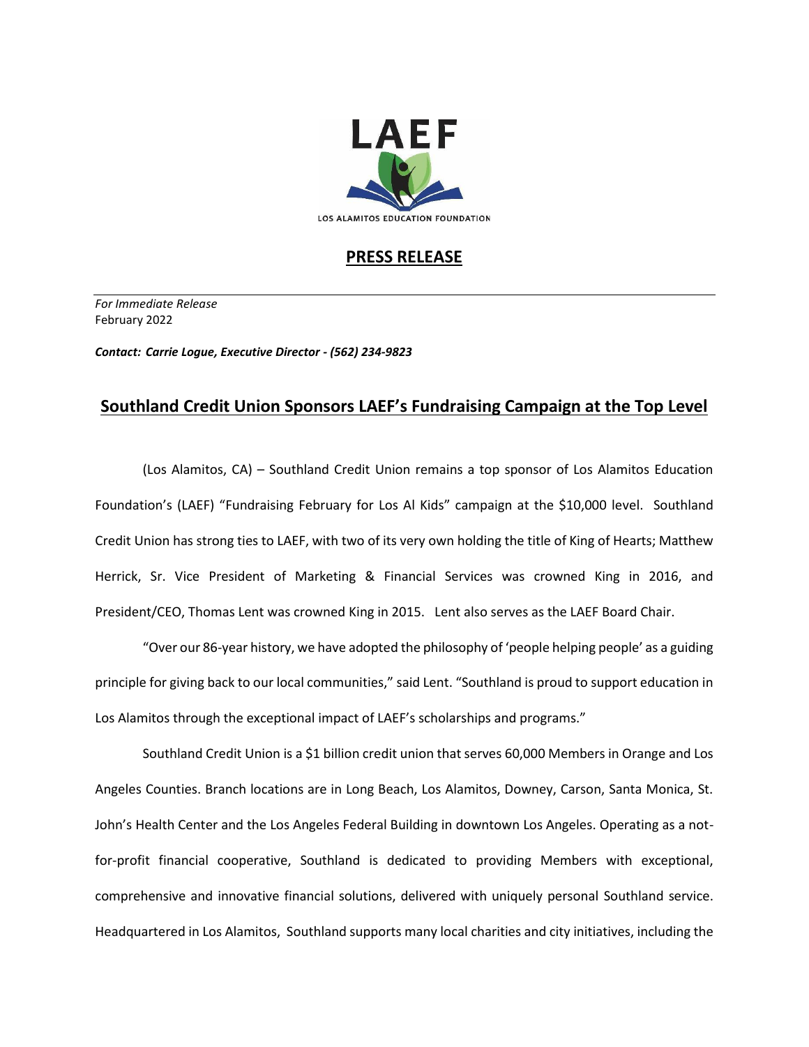LAEF

LOS ALAMITOS EDUCATION FOUNDATION

# PRESS RELEASE

*For Immediate Release*
February 2022

***Contact: Carrie Logue, Executive Director - (562) 234-9823***

## Southland Credit Union Sponsors LAEF's Fundraising Campaign at the Top Level

(Los Alamitos, CA) – Southland Credit Union remains a top sponsor of Los Alamitos Education Foundation's (LAEF) "Fundraising February for Los Al Kids" campaign at the $10,000 level. Southland Credit Union has strong ties to LAEF, with two of its very own holding the title of King of Hearts; Matthew Herrick, Sr. Vice President of Marketing & Financial Services was crowned King in 2016, and President/CEO, Thomas Lent was crowned King in 2015. Lent also serves as the LAEF Board Chair.

"Over our 86-year history, we have adopted the philosophy of 'people helping people' as a guiding principle for giving back to our local communities," said Lent. "Southland is proud to support education in Los Alamitos through the exceptional impact of LAEF's scholarships and programs."

Southland Credit Union is a $1 billion credit union that serves 60,000 Members in Orange and Los Angeles Counties. Branch locations are in Long Beach, Los Alamitos, Downey, Carson, Santa Monica, St. John's Health Center and the Los Angeles Federal Building in downtown Los Angeles. Operating as a not-for-profit financial cooperative, Southland is dedicated to providing Members with exceptional, comprehensive and innovative financial solutions, delivered with uniquely personal Southland service. Headquartered in Los Alamitos, Southland supports many local charities and city initiatives, including the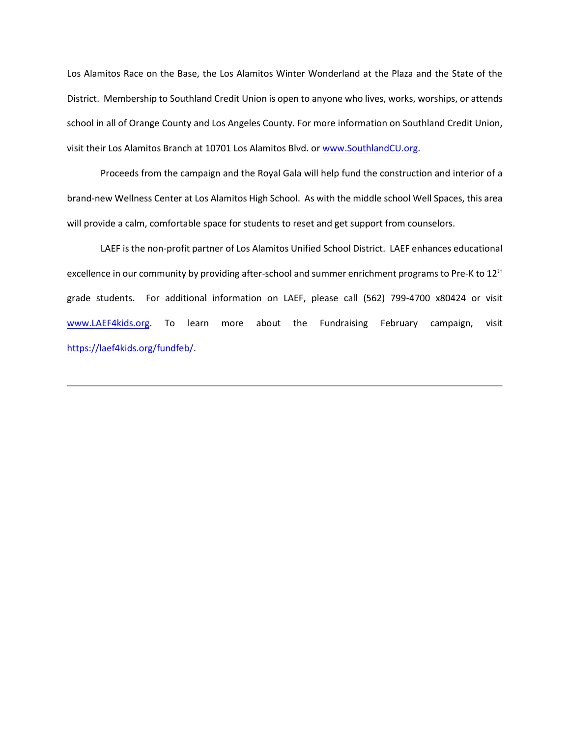Los Alamitos Race on the Base, the Los Alamitos Winter Wonderland at the Plaza and the State of the District. Membership to Southland Credit Union is open to anyone who lives, works, worships, or attends school in all of Orange County and Los Angeles County. For more information on Southland Credit Union, visit their Los Alamitos Branch at 10701 Los Alamitos Blvd. or [www.SouthlandCU.org](http://www.SouthlandCU.org).

Proceeds from the campaign and the Royal Gala will help fund the construction and interior of a brand-new Wellness Center at Los Alamitos High School. As with the middle school Well Spaces, this area will provide a calm, comfortable space for students to reset and get support from counselors.

LAEF is the non-profit partner of Los Alamitos Unified School District. LAEF enhances educational excellence in our community by providing after-school and summer enrichment programs to Pre-K to 12th grade students. For additional information on LAEF, please call (562) 799-4700 x80424 or visit [www.LAEF4kids.org](http://www.LAEF4kids.org). To learn more about the Fundraising February campaign, visit [https://laef4kids.org/fundfeb/](https://laef4kids.org/fundfeb/).

---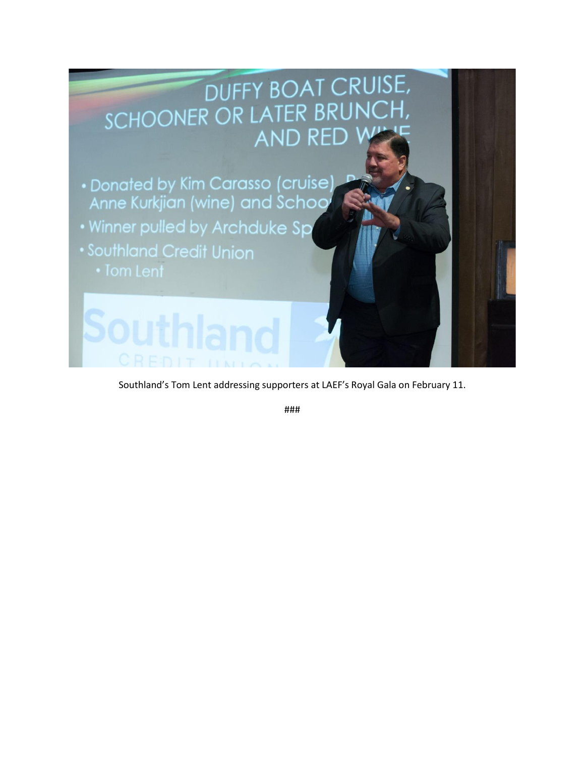Southland's Tom Lent addressing supporters at LAEF's Royal Gala on February 11.

###